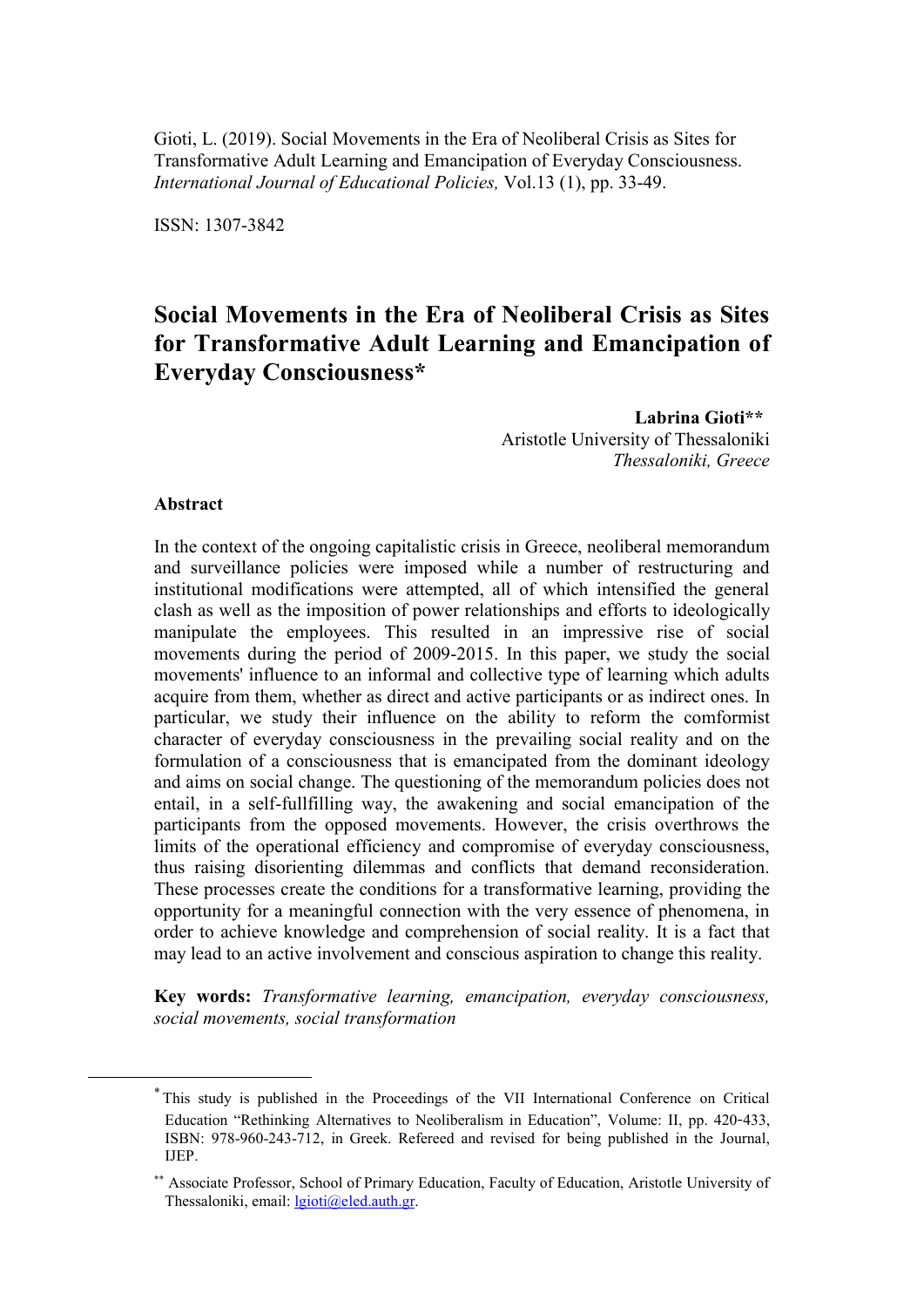Gioti, L. (2019). Social Movements in the Era of Neoliberal Crisis as Sites for Transformative Adult Learning and Emancipation of Everyday Consciousness. *International Journal of Educational Policies,* Vol.13 (1), pp. 33-49.

ISSN: 1307-3842

# Social Movements in the Era of Neoliberal Crisis as Sites for Transformative Adult Learning and Emancipation of Everyday Consciousness*

**Labrina Gioti****
Aristotle University of Thessaloniki
*Thessaloniki, Greece*

## Abstract

In the context of the ongoing capitalistic crisis in Greece, neoliberal memorandum and surveillance policies were imposed while a number of restructuring and institutional modifications were attempted, all of which intensified the general clash as well as the imposition of power relationships and efforts to ideologically manipulate the employees. This resulted in an impressive rise of social movements during the period of 2009-2015. In this paper, we study the social movements' influence to an informal and collective type of learning which adults acquire from them, whether as direct and active participants or as indirect ones. In particular, we study their influence on the ability to reform the comformist character of everyday consciousness in the prevailing social reality and on the formulation of a consciousness that is emancipated from the dominant ideology and aims on social change. The questioning of the memorandum policies does not entail, in a self-fullfilling way, the awakening and social emancipation of the participants from the opposed movements. However, the crisis overthrows the limits of the operational efficiency and compromise of everyday consciousness, thus raising disorienting dilemmas and conflicts that demand reconsideration. These processes create the conditions for a transformative learning, providing the opportunity for a meaningful connection with the very essence of phenomena, in order to achieve knowledge and comprehension of social reality. It is a fact that may lead to an active involvement and conscious aspiration to change this reality.

**Key words:** *Transformative learning, emancipation, everyday consciousness, social movements, social transformation*

---

[*] This study is published in the Proceedings of the VII International Conference on Critical Education "Rethinking Alternatives to Neoliberalism in Education", Volume: II, pp. 420-433, ISBN: 978-960-243-712, in Greek. Refereed and revised for being published in the Journal, IJEP.

[**] Associate Professor, School of Primary Education, Faculty of Education, Aristotle University of Thessaloniki, email: lgioti@eled.auth.gr.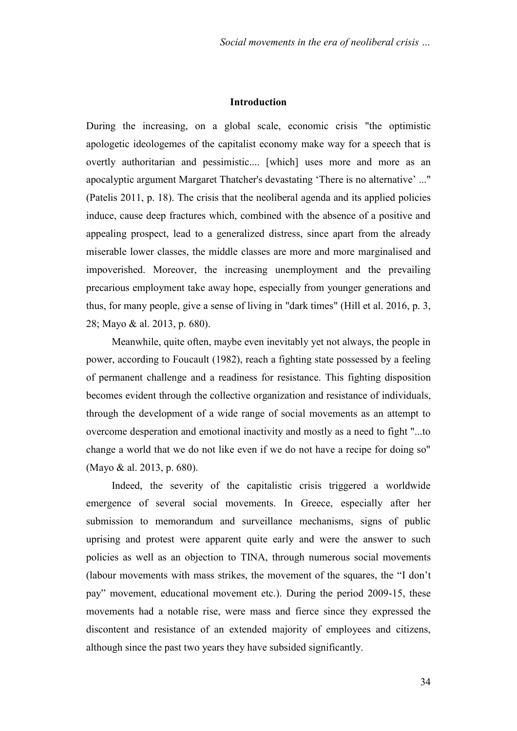## Introduction

During the increasing, on a global scale, economic crisis "the optimistic apologetic ideologemes of the capitalist economy make way for a speech that is overtly authoritarian and pessimistic.... [which] uses more and more as an apocalyptic argument Margaret Thatcher's devastating 'There is no alternative' ..." (Patelis 2011, p. 18). The crisis that the neoliberal agenda and its applied policies induce, cause deep fractures which, combined with the absence of a positive and appealing prospect, lead to a generalized distress, since apart from the already miserable lower classes, the middle classes are more and more marginalised and impoverished. Moreover, the increasing unemployment and the prevailing precarious employment take away hope, especially from younger generations and thus, for many people, give a sense of living in "dark times" (Hill et al. 2016, p. 3, 28; Mayo & al. 2013, p. 680).

Meanwhile, quite often, maybe even inevitably yet not always, the people in power, according to Foucault (1982), reach a fighting state possessed by a feeling of permanent challenge and a readiness for resistance. This fighting disposition becomes evident through the collective organization and resistance of individuals, through the development of a wide range of social movements as an attempt to overcome desperation and emotional inactivity and mostly as a need to fight "...to change a world that we do not like even if we do not have a recipe for doing so" (Mayo & al. 2013, p. 680).

Indeed, the severity of the capitalistic crisis triggered a worldwide emergence of several social movements. In Greece, especially after her submission to memorandum and surveillance mechanisms, signs of public uprising and protest were apparent quite early and were the answer to such policies as well as an objection to TINA, through numerous social movements (labour movements with mass strikes, the movement of the squares, the "I don't pay" movement, educational movement etc.). During the period 2009-15, these movements had a notable rise, were mass and fierce since they expressed the discontent and resistance of an extended majority of employees and citizens, although since the past two years they have subsided significantly.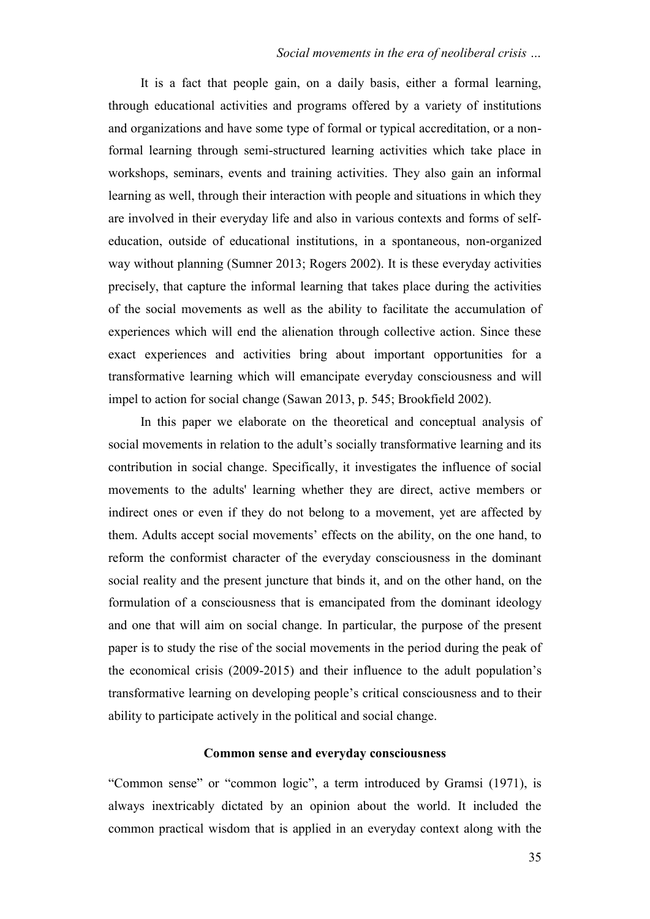It is a fact that people gain, on a daily basis, either a formal learning, through educational activities and programs offered by a variety of institutions and organizations and have some type of formal or typical accreditation, or a non-formal learning through semi-structured learning activities which take place in workshops, seminars, events and training activities. They also gain an informal learning as well, through their interaction with people and situations in which they are involved in their everyday life and also in various contexts and forms of self-education, outside of educational institutions, in a spontaneous, non-organized way without planning (Sumner 2013; Rogers 2002). It is these everyday activities precisely, that capture the informal learning that takes place during the activities of the social movements as well as the ability to facilitate the accumulation of experiences which will end the alienation through collective action. Since these exact experiences and activities bring about important opportunities for a transformative learning which will emancipate everyday consciousness and will impel to action for social change (Sawan 2013, p. 545; Brookfield 2002).

In this paper we elaborate on the theoretical and conceptual analysis of social movements in relation to the adult's socially transformative learning and its contribution in social change. Specifically, it investigates the influence of social movements to the adults' learning whether they are direct, active members or indirect ones or even if they do not belong to a movement, yet are affected by them. Adults accept social movements' effects on the ability, on the one hand, to reform the conformist character of the everyday consciousness in the dominant social reality and the present juncture that binds it, and on the other hand, on the formulation of a consciousness that is emancipated from the dominant ideology and one that will aim on social change. In particular, the purpose of the present paper is to study the rise of the social movements in the period during the peak of the economical crisis (2009-2015) and their influence to the adult population's transformative learning on developing people's critical consciousness and to their ability to participate actively in the political and social change.

## Common sense and everyday consciousness

"Common sense" or "common logic", a term introduced by Gramsi (1971), is always inextricably dictated by an opinion about the world. It included the common practical wisdom that is applied in an everyday context along with the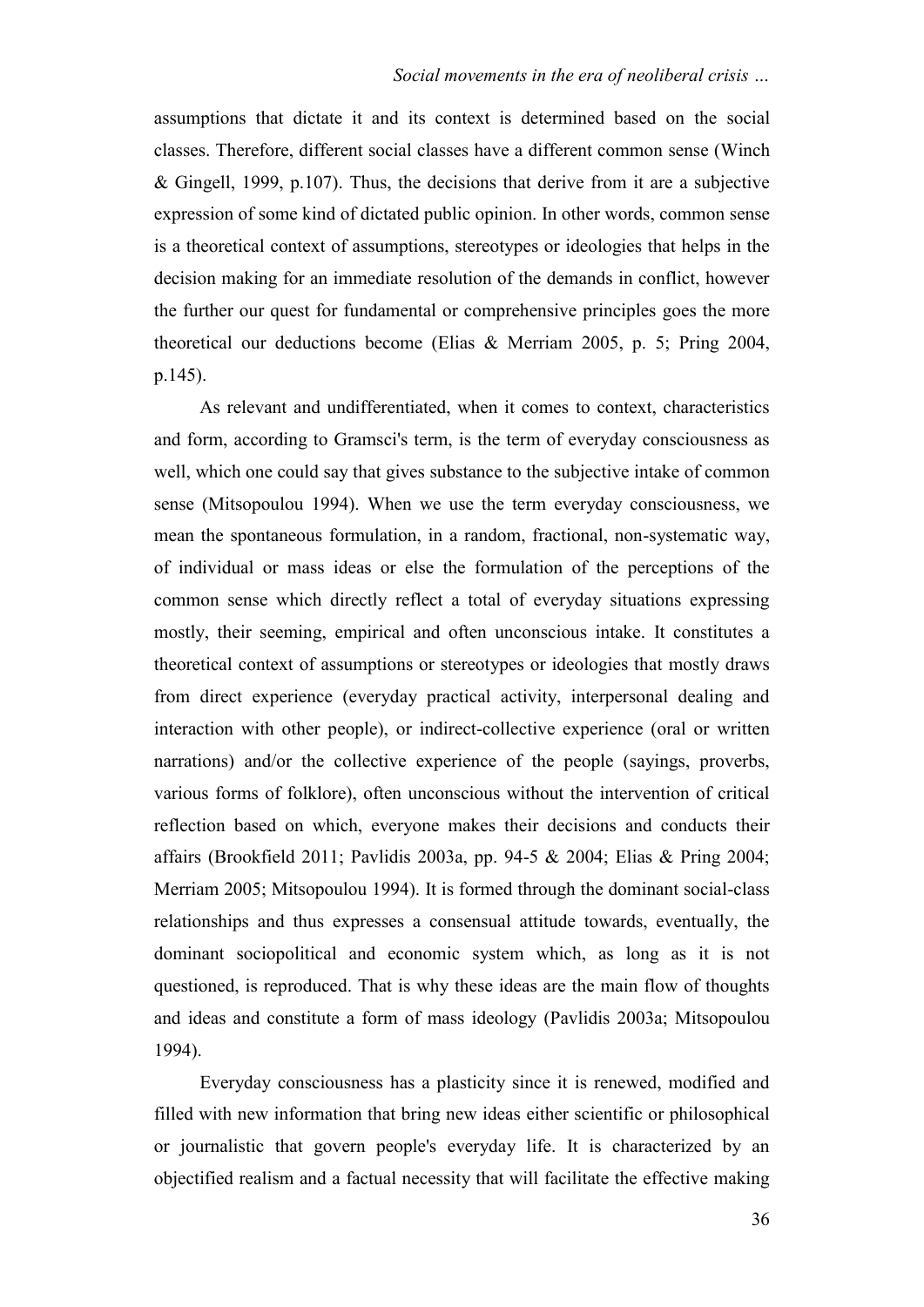assumptions that dictate it and its context is determined based on the social classes. Therefore, different social classes have a different common sense (Winch & Gingell, 1999, p.107). Thus, the decisions that derive from it are a subjective expression of some kind of dictated public opinion. In other words, common sense is a theoretical context of assumptions, stereotypes or ideologies that helps in the decision making for an immediate resolution of the demands in conflict, however the further our quest for fundamental or comprehensive principles goes the more theoretical our deductions become (Elias & Merriam 2005, p. 5; Pring 2004, p.145).

As relevant and undifferentiated, when it comes to context, characteristics and form, according to Gramsci's term, is the term of everyday consciousness as well, which one could say that gives substance to the subjective intake of common sense (Mitsopoulou 1994). When we use the term everyday consciousness, we mean the spontaneous formulation, in a random, fractional, non-systematic way, of individual or mass ideas or else the formulation of the perceptions of the common sense which directly reflect a total of everyday situations expressing mostly, their seeming, empirical and often unconscious intake. It constitutes a theoretical context of assumptions or stereotypes or ideologies that mostly draws from direct experience (everyday practical activity, interpersonal dealing and interaction with other people), or indirect-collective experience (oral or written narrations) and/or the collective experience of the people (sayings, proverbs, various forms of folklore), often unconscious without the intervention of critical reflection based on which, everyone makes their decisions and conducts their affairs (Brookfield 2011; Pavlidis 2003a, pp. 94-5 & 2004; Elias & Pring 2004; Merriam 2005; Mitsopoulou 1994). It is formed through the dominant social-class relationships and thus expresses a consensual attitude towards, eventually, the dominant sociopolitical and economic system which, as long as it is not questioned, is reproduced. That is why these ideas are the main flow of thoughts and ideas and constitute a form of mass ideology (Pavlidis 2003a; Mitsopoulou 1994).

Everyday consciousness has a plasticity since it is renewed, modified and filled with new information that bring new ideas either scientific or philosophical or journalistic that govern people's everyday life. It is characterized by an objectified realism and a factual necessity that will facilitate the effective making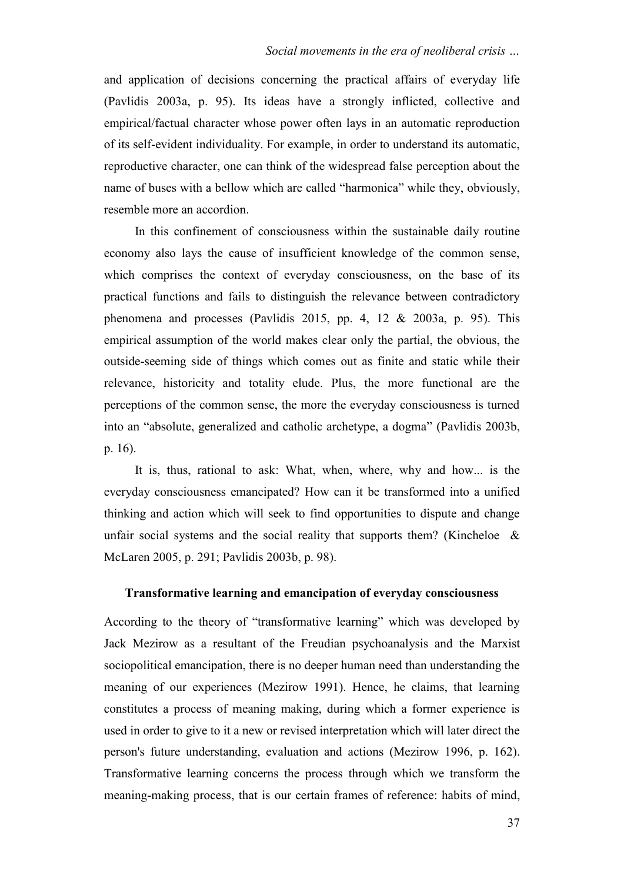and application of decisions concerning the practical affairs of everyday life (Pavlidis 2003a, p. 95). Its ideas have a strongly inflicted, collective and empirical/factual character whose power often lays in an automatic reproduction of its self-evident individuality. For example, in order to understand its automatic, reproductive character, one can think of the widespread false perception about the name of buses with a bellow which are called "harmonica" while they, obviously, resemble more an accordion.

In this confinement of consciousness within the sustainable daily routine economy also lays the cause of insufficient knowledge of the common sense, which comprises the context of everyday consciousness, on the base of its practical functions and fails to distinguish the relevance between contradictory phenomena and processes (Pavlidis 2015, pp. 4, 12 & 2003a, p. 95). This empirical assumption of the world makes clear only the partial, the obvious, the outside-seeming side of things which comes out as finite and static while their relevance, historicity and totality elude. Plus, the more functional are the perceptions of the common sense, the more the everyday consciousness is turned into an "absolute, generalized and catholic archetype, a dogma" (Pavlidis 2003b, p. 16).

It is, thus, rational to ask: What, when, where, why and how... is the everyday consciousness emancipated? How can it be transformed into a unified thinking and action which will seek to find opportunities to dispute and change unfair social systems and the social reality that supports them? (Kincheloe & McLaren 2005, p. 291; Pavlidis 2003b, p. 98).

## Transformative learning and emancipation of everyday consciousness

According to the theory of "transformative learning" which was developed by Jack Mezirow as a resultant of the Freudian psychoanalysis and the Marxist sociopolitical emancipation, there is no deeper human need than understanding the meaning of our experiences (Mezirow 1991). Hence, he claims, that learning constitutes a process of meaning making, during which a former experience is used in order to give to it a new or revised interpretation which will later direct the person's future understanding, evaluation and actions (Mezirow 1996, p. 162). Transformative learning concerns the process through which we transform the meaning-making process, that is our certain frames of reference: habits of mind,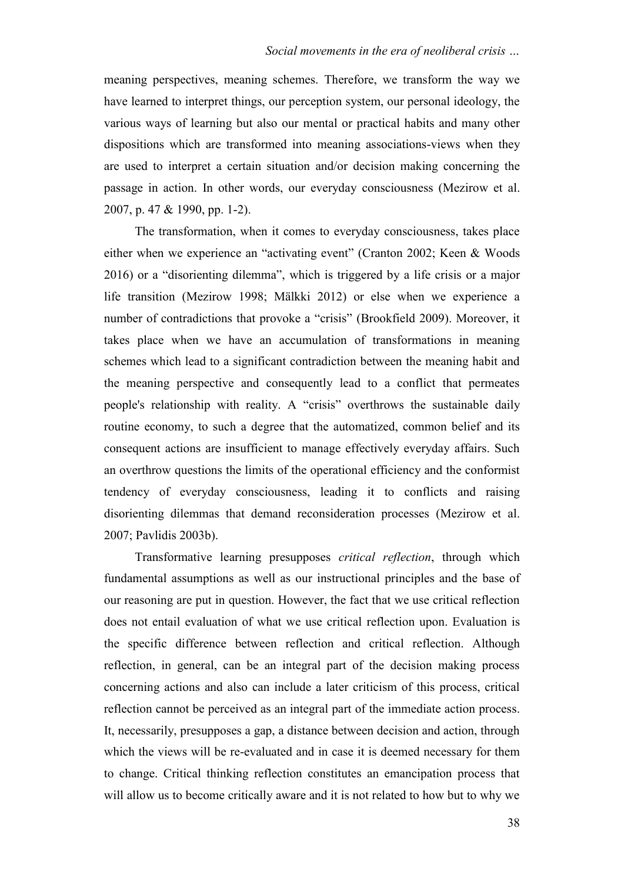meaning perspectives, meaning schemes. Therefore, we transform the way we have learned to interpret things, our perception system, our personal ideology, the various ways of learning but also our mental or practical habits and many other dispositions which are transformed into meaning associations-views when they are used to interpret a certain situation and/or decision making concerning the passage in action. In other words, our everyday consciousness (Mezirow et al. 2007, p. 47 & 1990, pp. 1-2).

The transformation, when it comes to everyday consciousness, takes place either when we experience an "activating event" (Cranton 2002; Keen & Woods 2016) or a "disorienting dilemma", which is triggered by a life crisis or a major life transition (Mezirow 1998; Mälkki 2012) or else when we experience a number of contradictions that provoke a "crisis" (Brookfield 2009). Moreover, it takes place when we have an accumulation of transformations in meaning schemes which lead to a significant contradiction between the meaning habit and the meaning perspective and consequently lead to a conflict that permeates people's relationship with reality. A "crisis" overthrows the sustainable daily routine economy, to such a degree that the automatized, common belief and its consequent actions are insufficient to manage effectively everyday affairs. Such an overthrow questions the limits of the operational efficiency and the conformist tendency of everyday consciousness, leading it to conflicts and raising disorienting dilemmas that demand reconsideration processes (Mezirow et al. 2007; Pavlidis 2003b).

Transformative learning presupposes *critical reflection*, through which fundamental assumptions as well as our instructional principles and the base of our reasoning are put in question. However, the fact that we use critical reflection does not entail evaluation of what we use critical reflection upon. Evaluation is the specific difference between reflection and critical reflection. Although reflection, in general, can be an integral part of the decision making process concerning actions and also can include a later criticism of this process, critical reflection cannot be perceived as an integral part of the immediate action process. It, necessarily, presupposes a gap, a distance between decision and action, through which the views will be re-evaluated and in case it is deemed necessary for them to change. Critical thinking reflection constitutes an emancipation process that will allow us to become critically aware and it is not related to how but to why we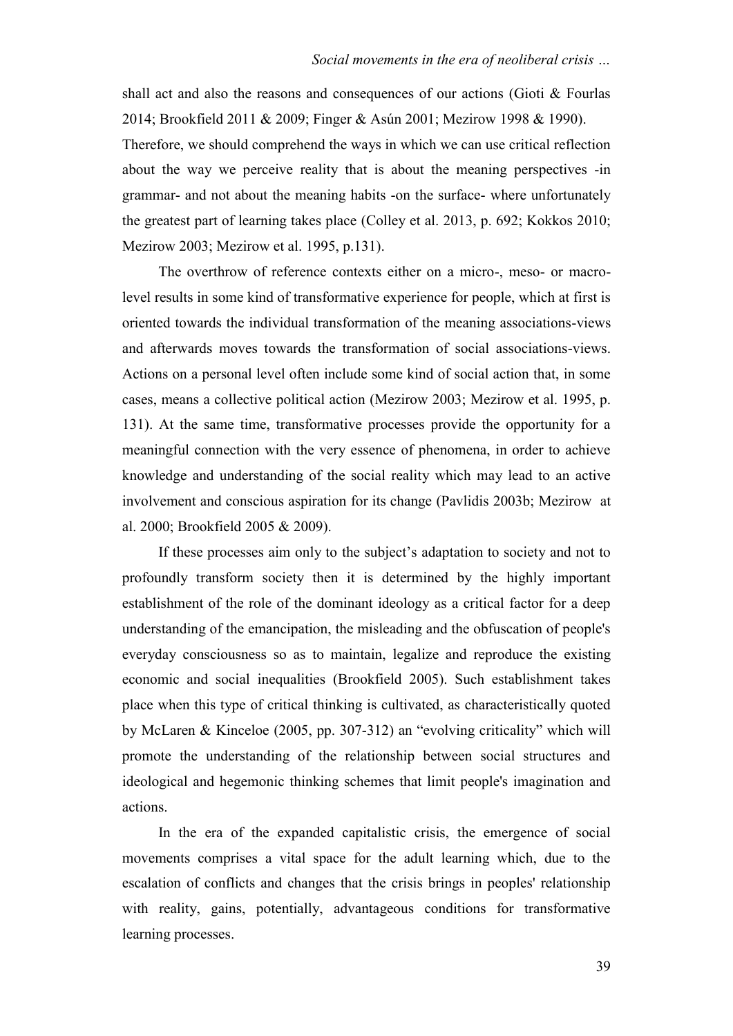shall act and also the reasons and consequences of our actions (Gioti & Fourlas 2014; Brookfield 2011 & 2009; Finger & Asún 2001; Mezirow 1998 & 1990). Therefore, we should comprehend the ways in which we can use critical reflection about the way we perceive reality that is about the meaning perspectives -in grammar- and not about the meaning habits -on the surface- where unfortunately the greatest part of learning takes place (Colley et al. 2013, p. 692; Kokkos 2010; Mezirow 2003; Mezirow et al. 1995, p.131).

The overthrow of reference contexts either on a micro-, meso- or macro-level results in some kind of transformative experience for people, which at first is oriented towards the individual transformation of the meaning associations-views and afterwards moves towards the transformation of social associations-views. Actions on a personal level often include some kind of social action that, in some cases, means a collective political action (Mezirow 2003; Mezirow et al. 1995, p. 131). At the same time, transformative processes provide the opportunity for a meaningful connection with the very essence of phenomena, in order to achieve knowledge and understanding of the social reality which may lead to an active involvement and conscious aspiration for its change (Pavlidis 2003b; Mezirow at al. 2000; Brookfield 2005 & 2009).

If these processes aim only to the subject's adaptation to society and not to profoundly transform society then it is determined by the highly important establishment of the role of the dominant ideology as a critical factor for a deep understanding of the emancipation, the misleading and the obfuscation of people's everyday consciousness so as to maintain, legalize and reproduce the existing economic and social inequalities (Brookfield 2005). Such establishment takes place when this type of critical thinking is cultivated, as characteristically quoted by McLaren & Kinceloe (2005, pp. 307-312) an "evolving criticality" which will promote the understanding of the relationship between social structures and ideological and hegemonic thinking schemes that limit people's imagination and actions.

In the era of the expanded capitalistic crisis, the emergence of social movements comprises a vital space for the adult learning which, due to the escalation of conflicts and changes that the crisis brings in peoples' relationship with reality, gains, potentially, advantageous conditions for transformative learning processes.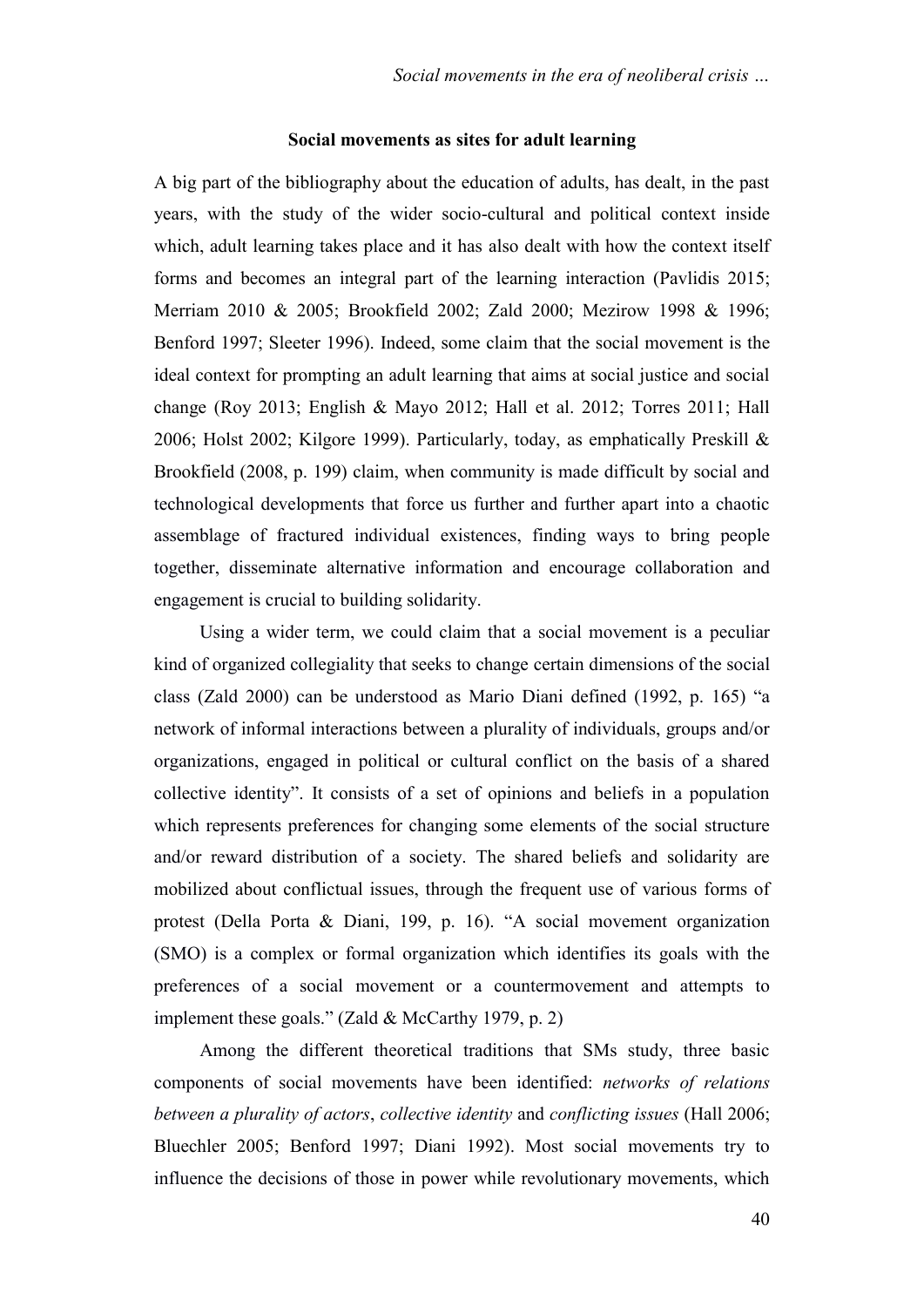### Social movements as sites for adult learning

A big part of the bibliography about the education of adults, has dealt, in the past years, with the study of the wider socio-cultural and political context inside which, adult learning takes place and it has also dealt with how the context itself forms and becomes an integral part of the learning interaction (Pavlidis 2015; Merriam 2010 & 2005; Brookfield 2002; Zald 2000; Mezirow 1998 & 1996; Benford 1997; Sleeter 1996). Indeed, some claim that the social movement is the ideal context for prompting an adult learning that aims at social justice and social change (Roy 2013; English & Mayo 2012; Hall et al. 2012; Torres 2011; Hall 2006; Holst 2002; Kilgore 1999). Particularly, today, as emphatically Preskill & Brookfield (2008, p. 199) claim, when community is made difficult by social and technological developments that force us further and further apart into a chaotic assemblage of fractured individual existences, finding ways to bring people together, disseminate alternative information and encourage collaboration and engagement is crucial to building solidarity.

Using a wider term, we could claim that a social movement is a peculiar kind of organized collegiality that seeks to change certain dimensions of the social class (Zald 2000) can be understood as Mario Diani defined (1992, p. 165) "a network of informal interactions between a plurality of individuals, groups and/or organizations, engaged in political or cultural conflict on the basis of a shared collective identity". It consists of a set of opinions and beliefs in a population which represents preferences for changing some elements of the social structure and/or reward distribution of a society. The shared beliefs and solidarity are mobilized about conflictual issues, through the frequent use of various forms of protest (Della Porta & Diani, 199, p. 16). "A social movement organization (SMO) is a complex or formal organization which identifies its goals with the preferences of a social movement or a countermovement and attempts to implement these goals." (Zald & McCarthy 1979, p. 2)

Among the different theoretical traditions that SMs study, three basic components of social movements have been identified: *networks of relations between a plurality of actors*, *collective identity* and *conflicting issues* (Hall 2006; Bluechler 2005; Benford 1997; Diani 1992). Most social movements try to influence the decisions of those in power while revolutionary movements, which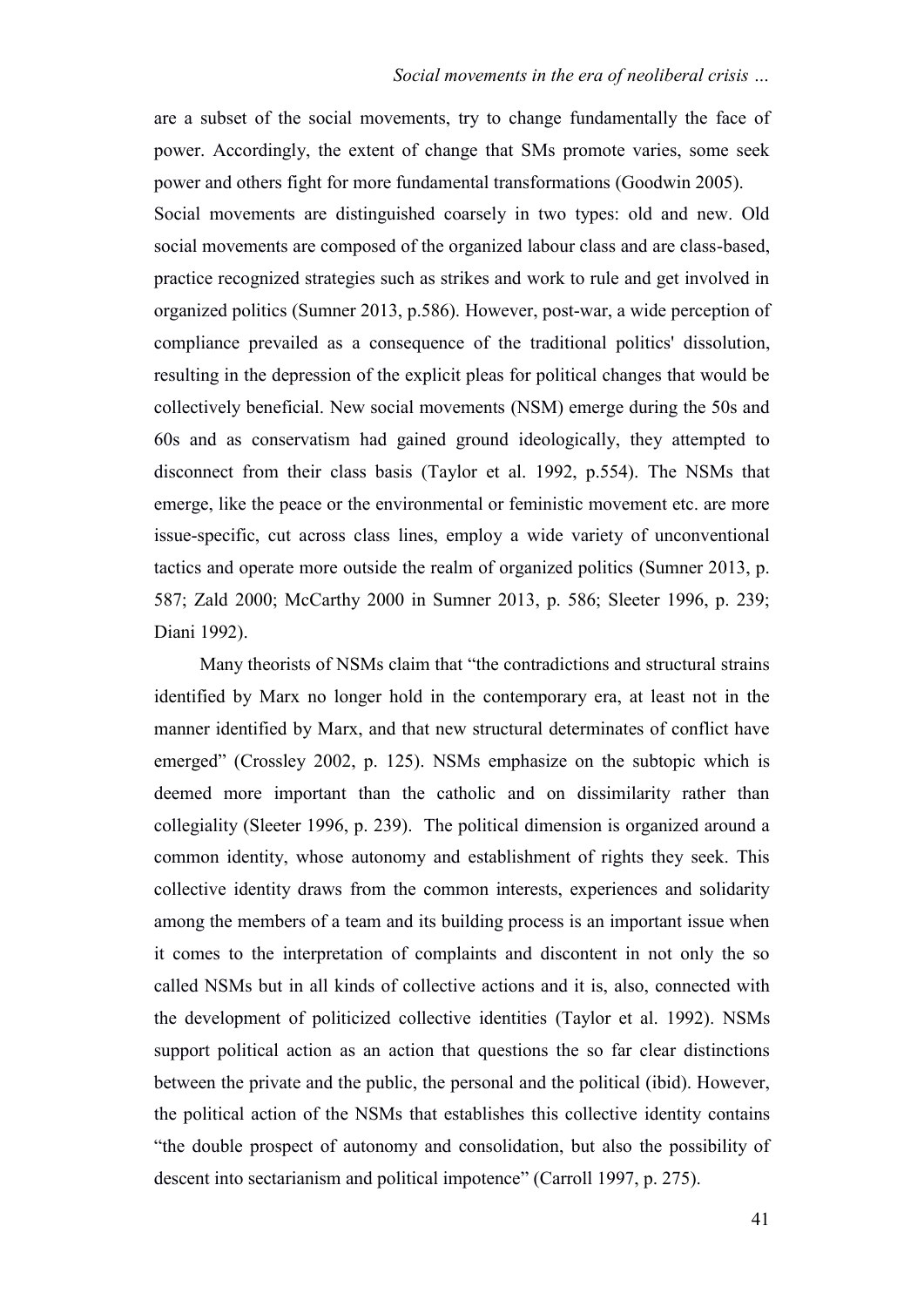are a subset of the social movements, try to change fundamentally the face of power. Accordingly, the extent of change that SMs promote varies, some seek power and others fight for more fundamental transformations (Goodwin 2005).

Social movements are distinguished coarsely in two types: old and new. Old social movements are composed of the organized labour class and are class-based, practice recognized strategies such as strikes and work to rule and get involved in organized politics (Sumner 2013, p.586). However, post-war, a wide perception of compliance prevailed as a consequence of the traditional politics' dissolution, resulting in the depression of the explicit pleas for political changes that would be collectively beneficial. New social movements (NSM) emerge during the 50s and 60s and as conservatism had gained ground ideologically, they attempted to disconnect from their class basis (Taylor et al. 1992, p.554). The NSMs that emerge, like the peace or the environmental or feministic movement etc. are more issue-specific, cut across class lines, employ a wide variety of unconventional tactics and operate more outside the realm of organized politics (Sumner 2013, p. 587; Zald 2000; McCarthy 2000 in Sumner 2013, p. 586; Sleeter 1996, p. 239; Diani 1992).

Many theorists of NSMs claim that "the contradictions and structural strains identified by Marx no longer hold in the contemporary era, at least not in the manner identified by Marx, and that new structural determinates of conflict have emerged" (Crossley 2002, p. 125). NSMs emphasize on the subtopic which is deemed more important than the catholic and on dissimilarity rather than collegiality (Sleeter 1996, p. 239). The political dimension is organized around a common identity, whose autonomy and establishment of rights they seek. This collective identity draws from the common interests, experiences and solidarity among the members of a team and its building process is an important issue when it comes to the interpretation of complaints and discontent in not only the so called NSMs but in all kinds of collective actions and it is, also, connected with the development of politicized collective identities (Taylor et al. 1992). NSMs support political action as an action that questions the so far clear distinctions between the private and the public, the personal and the political (ibid). However, the political action of the NSMs that establishes this collective identity contains "the double prospect of autonomy and consolidation, but also the possibility of descent into sectarianism and political impotence" (Carroll 1997, p. 275).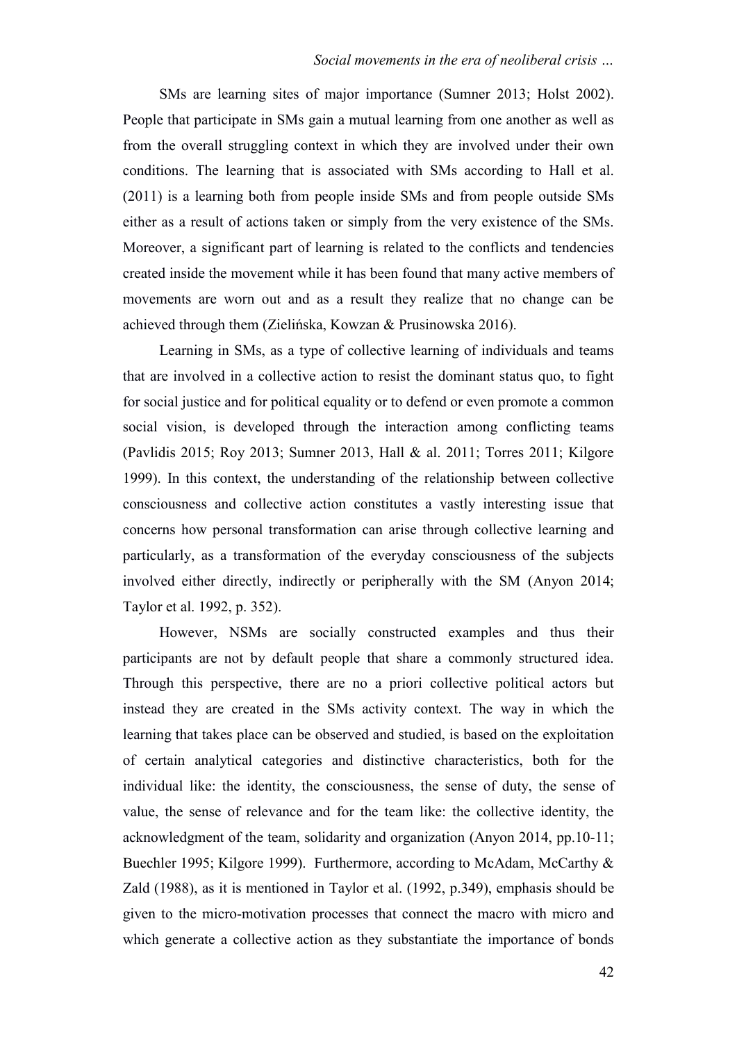SMs are learning sites of major importance (Sumner 2013; Holst 2002). People that participate in SMs gain a mutual learning from one another as well as from the overall struggling context in which they are involved under their own conditions. The learning that is associated with SMs according to Hall et al. (2011) is a learning both from people inside SMs and from people outside SMs either as a result of actions taken or simply from the very existence of the SMs. Moreover, a significant part of learning is related to the conflicts and tendencies created inside the movement while it has been found that many active members of movements are worn out and as a result they realize that no change can be achieved through them (Zielińska, Kowzan & Prusinowska 2016).

Learning in SMs, as a type of collective learning of individuals and teams that are involved in a collective action to resist the dominant status quo, to fight for social justice and for political equality or to defend or even promote a common social vision, is developed through the interaction among conflicting teams (Pavlidis 2015; Roy 2013; Sumner 2013, Hall & al. 2011; Torres 2011; Kilgore 1999). In this context, the understanding of the relationship between collective consciousness and collective action constitutes a vastly interesting issue that concerns how personal transformation can arise through collective learning and particularly, as a transformation of the everyday consciousness of the subjects involved either directly, indirectly or peripherally with the SM (Anyon 2014; Taylor et al. 1992, p. 352).

However, NSMs are socially constructed examples and thus their participants are not by default people that share a commonly structured idea. Through this perspective, there are no a priori collective political actors but instead they are created in the SMs activity context. The way in which the learning that takes place can be observed and studied, is based on the exploitation of certain analytical categories and distinctive characteristics, both for the individual like: the identity, the consciousness, the sense of duty, the sense of value, the sense of relevance and for the team like: the collective identity, the acknowledgment of the team, solidarity and organization (Anyon 2014, pp.10-11; Buechler 1995; Kilgore 1999). Furthermore, according to McAdam, McCarthy & Zald (1988), as it is mentioned in Taylor et al. (1992, p.349), emphasis should be given to the micro-motivation processes that connect the macro with micro and which generate a collective action as they substantiate the importance of bonds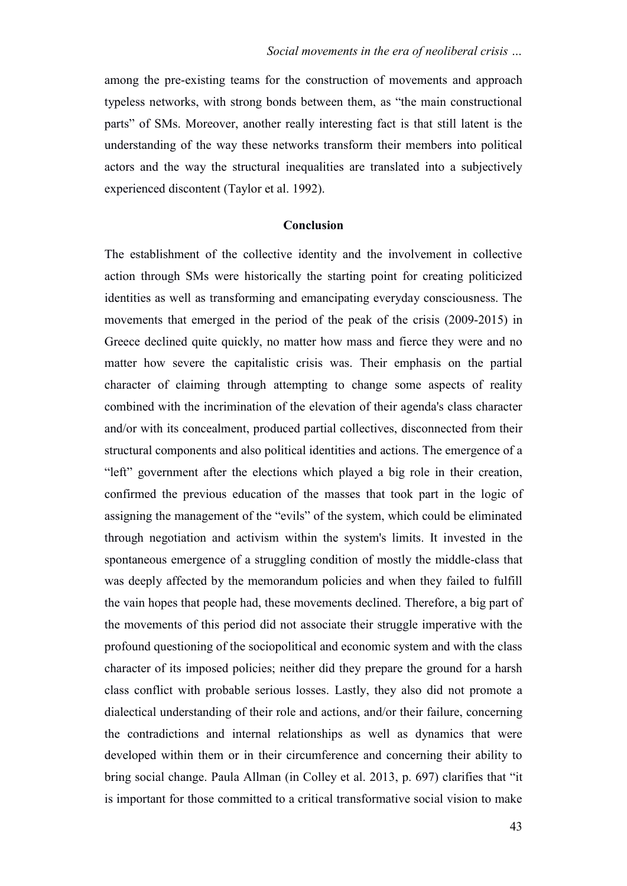among the pre-existing teams for the construction of movements and approach typeless networks, with strong bonds between them, as "the main constructional parts" of SMs. Moreover, another really interesting fact is that still latent is the understanding of the way these networks transform their members into political actors and the way the structural inequalities are translated into a subjectively experienced discontent (Taylor et al. 1992).

## Conclusion

The establishment of the collective identity and the involvement in collective action through SMs were historically the starting point for creating politicized identities as well as transforming and emancipating everyday consciousness. The movements that emerged in the period of the peak of the crisis (2009-2015) in Greece declined quite quickly, no matter how mass and fierce they were and no matter how severe the capitalistic crisis was. Their emphasis on the partial character of claiming through attempting to change some aspects of reality combined with the incrimination of the elevation of their agenda's class character and/or with its concealment, produced partial collectives, disconnected from their structural components and also political identities and actions. The emergence of a "left" government after the elections which played a big role in their creation, confirmed the previous education of the masses that took part in the logic of assigning the management of the "evils" of the system, which could be eliminated through negotiation and activism within the system's limits. It invested in the spontaneous emergence of a struggling condition of mostly the middle-class that was deeply affected by the memorandum policies and when they failed to fulfill the vain hopes that people had, these movements declined. Therefore, a big part of the movements of this period did not associate their struggle imperative with the profound questioning of the sociopolitical and economic system and with the class character of its imposed policies; neither did they prepare the ground for a harsh class conflict with probable serious losses. Lastly, they also did not promote a dialectical understanding of their role and actions, and/or their failure, concerning the contradictions and internal relationships as well as dynamics that were developed within them or in their circumference and concerning their ability to bring social change. Paula Allman (in Colley et al. 2013, p. 697) clarifies that "it is important for those committed to a critical transformative social vision to make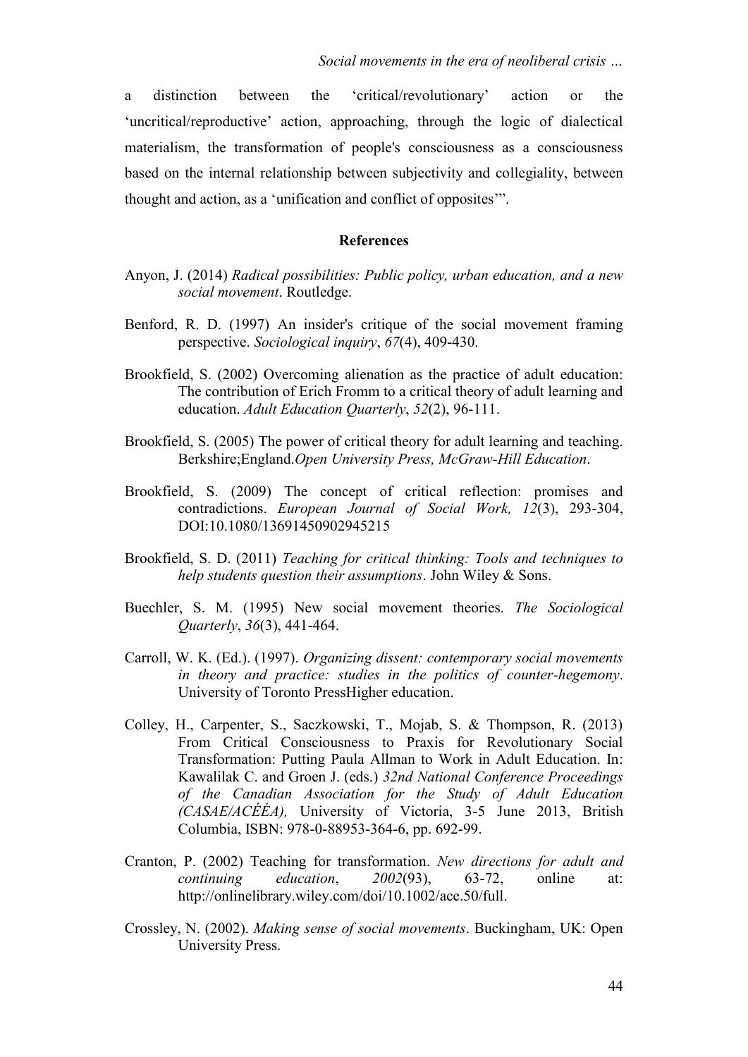a distinction between the 'critical/revolutionary' action or the 'uncritical/reproductive' action, approaching, through the logic of dialectical materialism, the transformation of people's consciousness as a consciousness based on the internal relationship between subjectivity and collegiality, between thought and action, as a 'unification and conflict of opposites'".

## References

Anyon, J. (2014) *Radical possibilities: Public policy, urban education, and a new social movement*. Routledge.

Benford, R. D. (1997) An insider's critique of the social movement framing perspective. *Sociological inquiry*, *67*(4), 409-430.

Brookfield, S. (2002) Overcoming alienation as the practice of adult education: The contribution of Erich Fromm to a critical theory of adult learning and education. *Adult Education Quarterly*, *52*(2), 96-111.

Brookfield, S. (2005) The power of critical theory for adult learning and teaching. Berkshire;England.*Open University Press, McGraw-Hill Education*.

Brookfield, S. (2009) The concept of critical reflection: promises and contradictions. *European Journal of Social Work, 12*(3), 293-304, DOI:10.1080/13691450902945215

Brookfield, S. D. (2011) *Teaching for critical thinking: Tools and techniques to help students question their assumptions*. John Wiley & Sons.

Buechler, S. M. (1995) New social movement theories. *The Sociological Quarterly*, *36*(3), 441-464.

Carroll, W. K. (Ed.). (1997). *Organizing dissent: contemporary social movements in theory and practice: studies in the politics of counter-hegemony*. University of Toronto PressHigher education.

Colley, H., Carpenter, S., Saczkowski, T., Mojab, S. & Thompson, R. (2013) From Critical Consciousness to Praxis for Revolutionary Social Transformation: Putting Paula Allman to Work in Adult Education. In: Kawalilak C. and Groen J. (eds.) *32nd National Conference Proceedings of the Canadian Association for the Study of Adult Education (CASAE/ACÉÉA),* University of Victoria, 3-5 June 2013, British Columbia, ISBN: 978-0-88953-364-6, pp. 692-99.

Cranton, P. (2002) Teaching for transformation. *New directions for adult and continuing education*, *2002*(93), 63-72, online at: http://onlinelibrary.wiley.com/doi/10.1002/ace.50/full.

Crossley, N. (2002). *Making sense of social movements*. Buckingham, UK: Open University Press.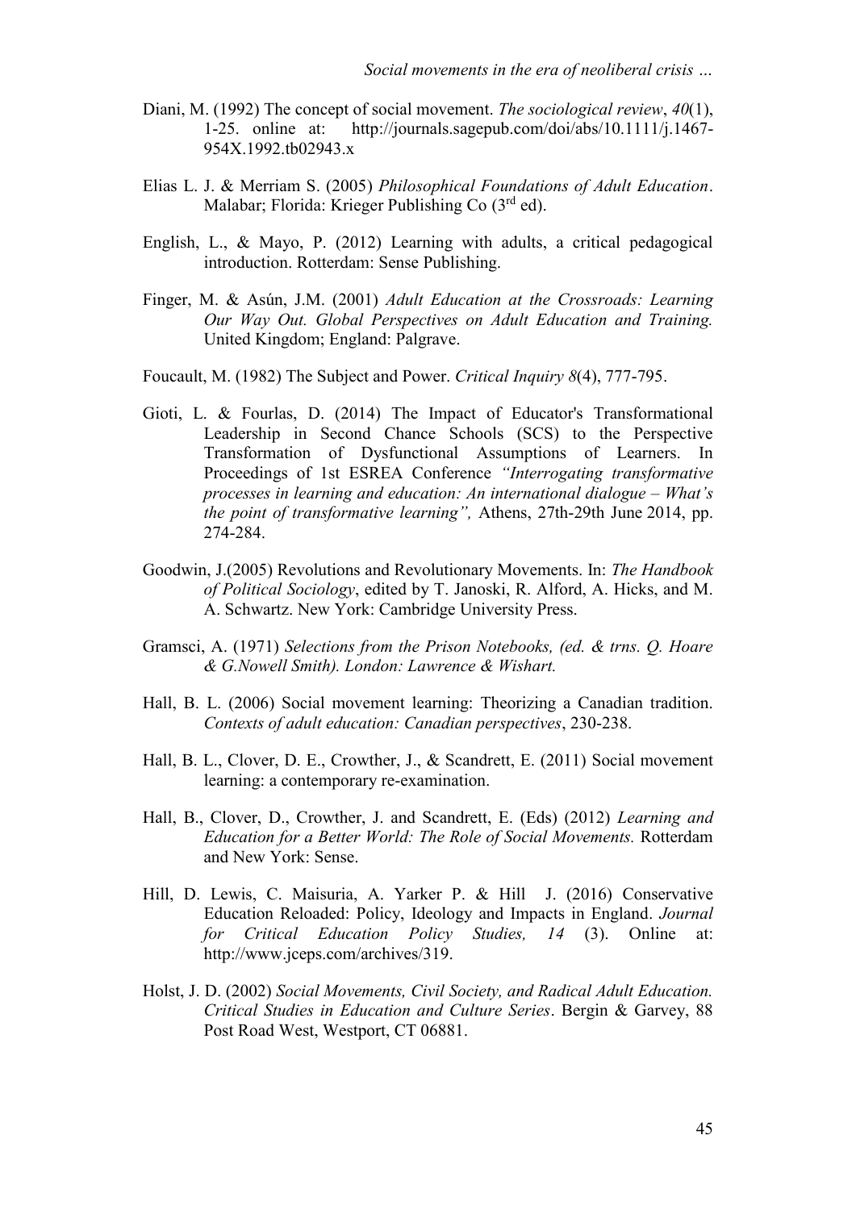Diani, M. (1992) The concept of social movement. *The sociological review*, *40*(1), 1-25. online at: http://journals.sagepub.com/doi/abs/10.1111/j.1467-954X.1992.tb02943.x

Elias L. J. & Merriam S. (2005) *Philosophical Foundations of Adult Education*. Malabar; Florida: Krieger Publishing Co (3rd ed).

English, L., & Mayo, P. (2012) Learning with adults, a critical pedagogical introduction. Rotterdam: Sense Publishing.

Finger, M. & Asún, J.M. (2001) *Adult Education at the Crossroads: Learning Our Way Out. Global Perspectives on Adult Education and Training.* United Kingdom; England: Palgrave.

Foucault, M. (1982) The Subject and Power. *Critical Inquiry 8*(4), 777-795.

Gioti, L. & Fourlas, D. (2014) The Impact of Educator's Transformational Leadership in Second Chance Schools (SCS) to the Perspective Transformation of Dysfunctional Assumptions of Learners. In Proceedings of 1st ESREA Conference *"Interrogating transformative processes in learning and education: An international dialogue – What's the point of transformative learning",* Athens, 27th-29th June 2014, pp. 274-284.

Goodwin, J.(2005) Revolutions and Revolutionary Movements. In: *The Handbook of Political Sociology*, edited by T. Janoski, R. Alford, A. Hicks, and M. A. Schwartz. New York: Cambridge University Press.

Gramsci, A. (1971) *Selections from the Prison Notebooks, (ed. & trns. Q. Hoare & G.Nowell Smith). London: Lawrence & Wishart.*

Hall, B. L. (2006) Social movement learning: Theorizing a Canadian tradition. *Contexts of adult education: Canadian perspectives*, 230-238.

Hall, B. L., Clover, D. E., Crowther, J., & Scandrett, E. (2011) Social movement learning: a contemporary re-examination.

Hall, B., Clover, D., Crowther, J. and Scandrett, E. (Eds) (2012) *Learning and Education for a Better World: The Role of Social Movements.* Rotterdam and New York: Sense.

Hill, D. Lewis, C. Maisuria, A. Yarker P. & Hill J. (2016) Conservative Education Reloaded: Policy, Ideology and Impacts in England. *Journal for Critical Education Policy Studies, 14* (3). Online at: http://www.jceps.com/archives/319.

Holst, J. D. (2002) *Social Movements, Civil Society, and Radical Adult Education. Critical Studies in Education and Culture Series*. Bergin & Garvey, 88 Post Road West, Westport, CT 06881.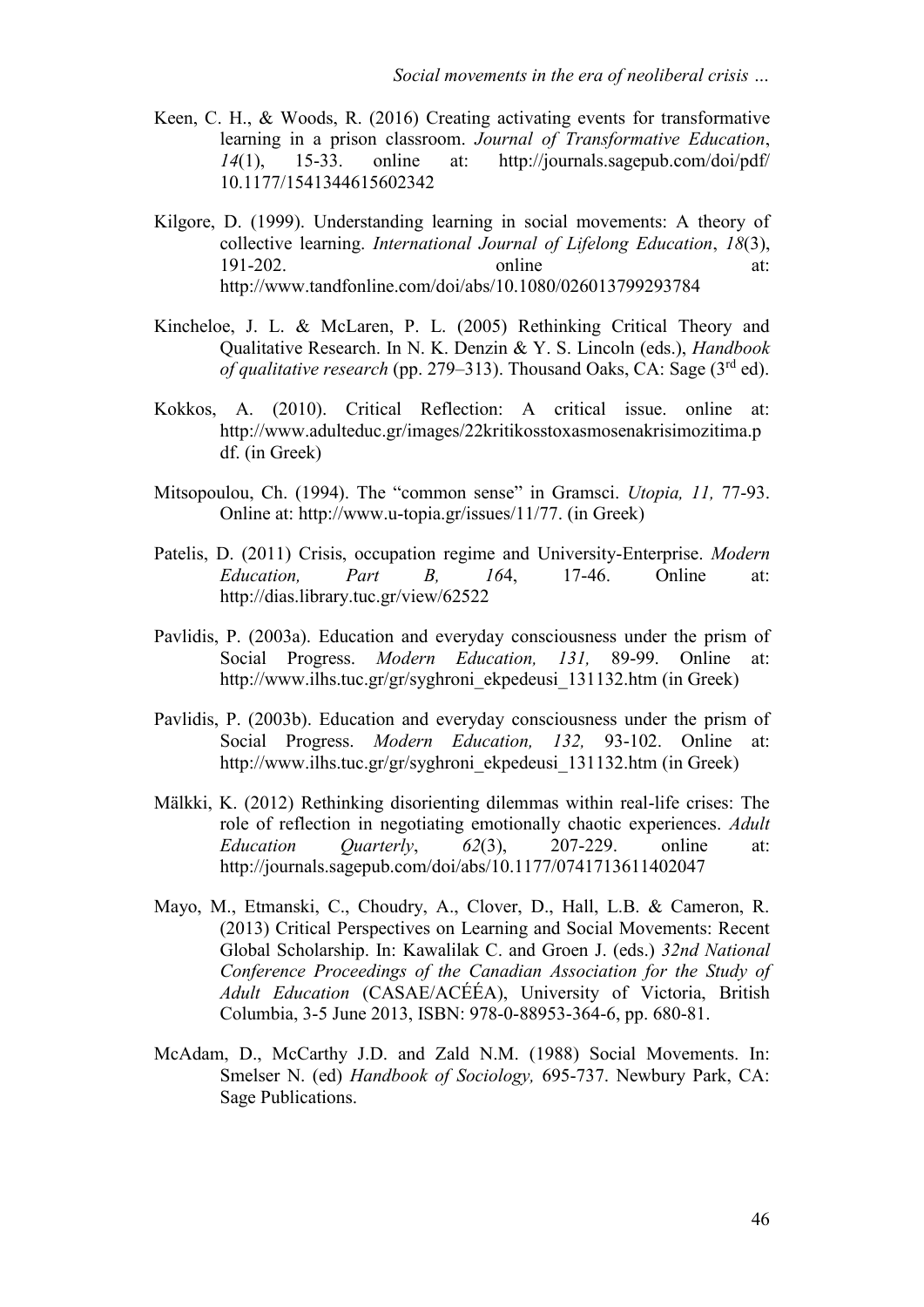Keen, C. H., & Woods, R. (2016) Creating activating events for transformative learning in a prison classroom. *Journal of Transformative Education*, *14*(1), 15-33. online at: http://journals.sagepub.com/doi/pdf/10.1177/1541344615602342

Kilgore, D. (1999). Understanding learning in social movements: A theory of collective learning. *International Journal of Lifelong Education*, *18*(3), 191-202. online at: http://www.tandfonline.com/doi/abs/10.1080/026013799293784

Kincheloe, J. L. & McLaren, P. L. (2005) Rethinking Critical Theory and Qualitative Research. In N. K. Denzin & Y. S. Lincoln (eds.), *Handbook of qualitative research* (pp. 279–313). Thousand Oaks, CA: Sage (3rd ed).

Kokkos, A. (2010). Critical Reflection: A critical issue. online at: http://www.adulteduc.gr/images/22kritikosstoxasmosenakrisimozitima.pdf. (in Greek)

Mitsopoulou, Ch. (1994). The "common sense" in Gramsci. *Utopia, 11,* 77-93. Online at: http://www.u-topia.gr/issues/11/77. (in Greek)

Patelis, D. (2011) Crisis, occupation regime and University-Enterprise. *Modern Education, Part B, 16*4, 17-46. Online at: http://dias.library.tuc.gr/view/62522

Pavlidis, P. (2003a). Education and everyday consciousness under the prism of Social Progress. *Modern Education, 131,* 89-99. Online at: http://www.ilhs.tuc.gr/gr/syghroni_ekpedeusi_131132.htm (in Greek)

Pavlidis, P. (2003b). Education and everyday consciousness under the prism of Social Progress. *Modern Education, 132,* 93-102. Online at: http://www.ilhs.tuc.gr/gr/syghroni_ekpedeusi_131132.htm (in Greek)

Mälkki, K. (2012) Rethinking disorienting dilemmas within real-life crises: The role of reflection in negotiating emotionally chaotic experiences. *Adult Education Quarterly*, *62*(3), 207-229. online at: http://journals.sagepub.com/doi/abs/10.1177/0741713611402047

Mayo, M., Etmanski, C., Choudry, A., Clover, D., Hall, L.B. & Cameron, R. (2013) Critical Perspectives on Learning and Social Movements: Recent Global Scholarship. In: Kawalilak C. and Groen J. (eds.) *32nd National Conference Proceedings of the Canadian Association for the Study of Adult Education* (CASAE/ACÉÉA), University of Victoria, British Columbia, 3-5 June 2013, ISBN: 978-0-88953-364-6, pp. 680-81.

McAdam, D., McCarthy J.D. and Zald N.M. (1988) Social Movements. In: Smelser N. (ed) *Handbook of Sociology,* 695-737. Newbury Park, CA: Sage Publications.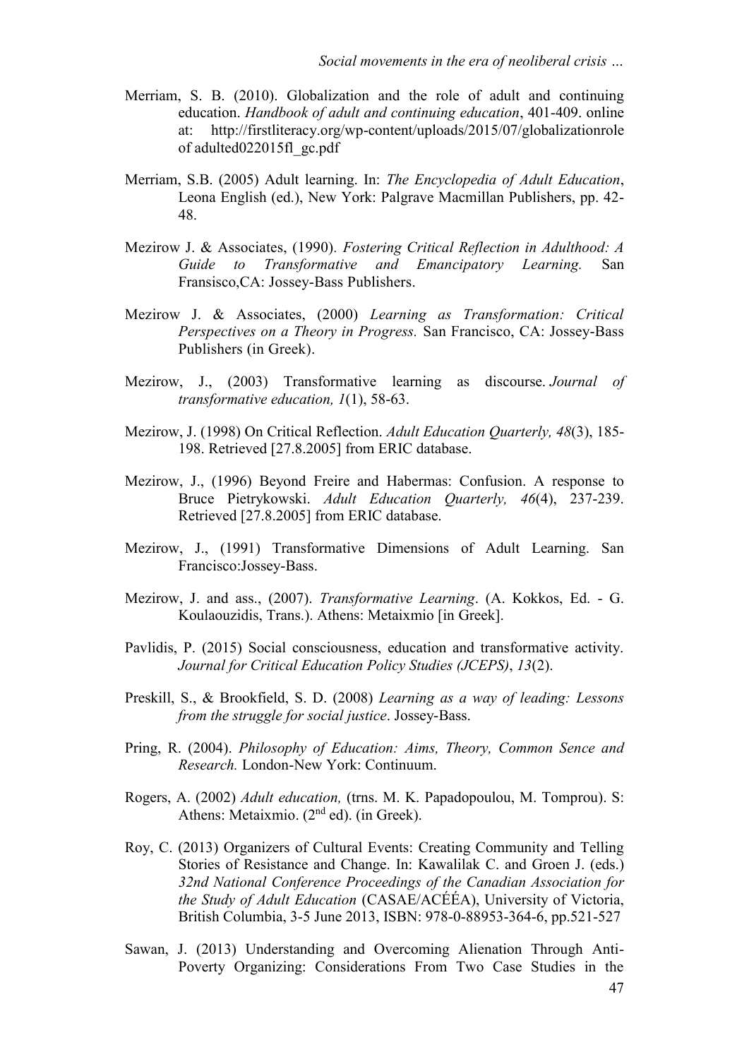Merriam, S. B. (2010). Globalization and the role of adult and continuing education. *Handbook of adult and continuing education*, 401-409. online at: http://firstliteracy.org/wp-content/uploads/2015/07/globalizationrole of adulted022015fl_gc.pdf

Merriam, S.B. (2005) Adult learning. In: *The Encyclopedia of Adult Education*, Leona English (ed.), New York: Palgrave Macmillan Publishers, pp. 42-48.

Mezirow J. & Associates, (1990). *Fostering Critical Reflection in Adulthood: A Guide to Transformative and Emancipatory Learning.* San Fransisco,CA: Jossey-Bass Publishers.

Mezirow J. & Associates, (2000) *Learning as Transformation: Critical Perspectives on a Theory in Progress.* San Francisco, CA: Jossey-Bass Publishers (in Greek).

Mezirow, J., (2003) Transformative learning as discourse. *Journal of transformative education, 1*(1), 58-63.

Mezirow, J. (1998) On Critical Reflection. *Adult Education Quarterly, 48*(3), 185-198. Retrieved [27.8.2005] from ERIC database.

Mezirow, J., (1996) Beyond Freire and Habermas: Confusion. A response to Bruce Pietrykowski. *Adult Education Quarterly, 46*(4), 237-239. Retrieved [27.8.2005] from ERIC database.

Mezirow, J., (1991) Transformative Dimensions of Adult Learning. San Francisco:Jossey-Bass.

Mezirow, J. and ass., (2007). *Transformative Learning*. (A. Kokkos, Ed. - G. Koulaouzidis, Trans.). Athens: Metaixmio [in Greek].

Pavlidis, P. (2015) Social consciousness, education and transformative activity. *Journal for Critical Education Policy Studies (JCEPS)*, *13*(2).

Preskill, S., & Brookfield, S. D. (2008) *Learning as a way of leading: Lessons from the struggle for social justice*. Jossey-Bass.

Pring, R. (2004). *Philosophy of Education: Aims, Theory, Common Sence and Research.* London-New York: Continuum.

Rogers, A. (2002) *Adult education,* (trns. M. K. Papadopoulou, M. Tomprou). S: Athens: Metaixmio. (2nd ed). (in Greek).

Roy, C. (2013) Organizers of Cultural Events: Creating Community and Telling Stories of Resistance and Change. In: Kawalilak C. and Groen J. (eds.) *32nd National Conference Proceedings of the Canadian Association for the Study of Adult Education* (CASAE/ACÉÉA), University of Victoria, British Columbia, 3-5 June 2013, ISBN: 978-0-88953-364-6, pp.521-527

Sawan, J. (2013) Understanding and Overcoming Alienation Through Anti-Poverty Organizing: Considerations From Two Case Studies in the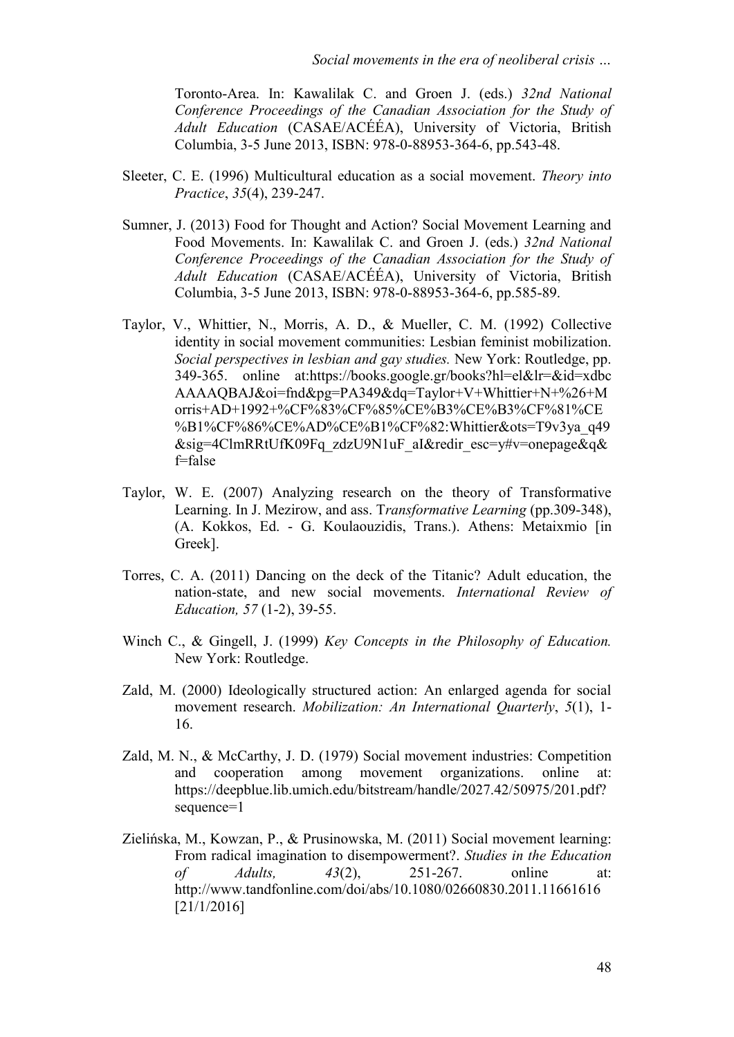Toronto-Area. In: Kawalilak C. and Groen J. (eds.) *32nd National Conference Proceedings of the Canadian Association for the Study of Adult Education* (CASAE/ACÉÉA), University of Victoria, British Columbia, 3-5 June 2013, ISBN: 978-0-88953-364-6, pp.543-48.

Sleeter, C. E. (1996) Multicultural education as a social movement. *Theory into Practice*, *35*(4), 239-247.

Sumner, J. (2013) Food for Thought and Action? Social Movement Learning and Food Movements. In: Kawalilak C. and Groen J. (eds.) *32nd National Conference Proceedings of the Canadian Association for the Study of Adult Education* (CASAE/ACÉÉA), University of Victoria, British Columbia, 3-5 June 2013, ISBN: 978-0-88953-364-6, pp.585-89.

Taylor, V., Whittier, N., Morris, A. D., & Mueller, C. M. (1992) Collective identity in social movement communities: Lesbian feminist mobilization. *Social perspectives in lesbian and gay studies.* New York: Routledge, pp. 349-365. online at:https://books.google.gr/books?hl=el&lr=&id=xdbcAAAAQBAJ&oi=fnd&pg=PA349&dq=Taylor+V+Whittier+N+%26+Morris+AD+1992+%CF%83%CF%85%CE%B3%CE%B3%CF%81%CE%B1%CF%86%CE%AD%CE%B1%CF%82:Whittier&ots=T9v3ya_q49&sig=4ClmRRtUfK09Fq_zdzU9N1uF_aI&redir_esc=y#v=onepage&q&f=false

Taylor, W. E. (2007) Analyzing research on the theory of Transformative Learning. In J. Mezirow, and ass. T*ransformative Learning* (pp.309-348), (A. Kokkos, Ed. - G. Koulaouzidis, Trans.). Athens: Metaixmio [in Greek].

Torres, C. A. (2011) Dancing on the deck of the Titanic? Adult education, the nation-state, and new social movements. *International Review of Education, 57* (1-2), 39-55.

Winch C., & Gingell, J. (1999) *Key Concepts in the Philosophy of Education.* New York: Routledge.

Zald, M. (2000) Ideologically structured action: An enlarged agenda for social movement research. *Mobilization: An International Quarterly*, *5*(1), 1-16.

Zald, M. N., & McCarthy, J. D. (1979) Social movement industries: Competition and cooperation among movement organizations. online at: https://deepblue.lib.umich.edu/bitstream/handle/2027.42/50975/201.pdf?sequence=1

Zielińska, M., Kowzan, P., & Prusinowska, M. (2011) Social movement learning: From radical imagination to disempowerment?. *Studies in the Education of Adults, 43*(2), 251-267. online at: http://www.tandfonline.com/doi/abs/10.1080/02660830.2011.11661616 [21/1/2016]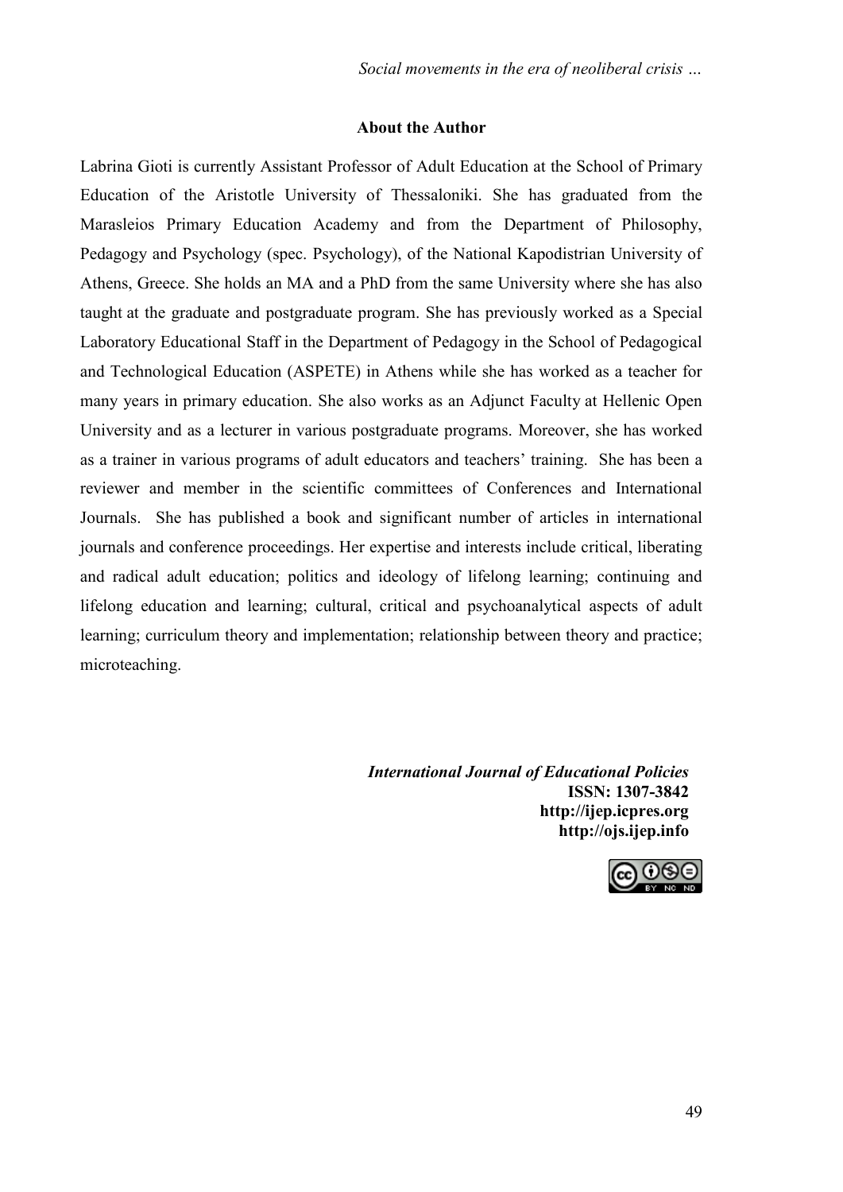### About the Author

Labrina Gioti is currently Assistant Professor of Adult Education at the School of Primary Education of the Aristotle University of Thessaloniki. She has graduated from the Marasleios Primary Education Academy and from the Department of Philosophy, Pedagogy and Psychology (spec. Psychology), of the National Kapodistrian University of Athens, Greece. She holds an MA and a PhD from the same University where she has also taught at the graduate and postgraduate program. She has previously worked as a Special Laboratory Educational Staff in the Department of Pedagogy in the School of Pedagogical and Technological Education (ASPETE) in Athens while she has worked as a teacher for many years in primary education. She also works as an Adjunct Faculty at Hellenic Open University and as a lecturer in various postgraduate programs. Moreover, she has worked as a trainer in various programs of adult educators and teachers' training. She has been a reviewer and member in the scientific committees of Conferences and International Journals. She has published a book and significant number of articles in international journals and conference proceedings. Her expertise and interests include critical, liberating and radical adult education; politics and ideology of lifelong learning; continuing and lifelong education and learning; cultural, critical and psychoanalytical aspects of adult learning; curriculum theory and implementation; relationship between theory and practice; microteaching.

***International Journal of Educational Policies***
**ISSN: 1307-3842**
**http://ijep.icpres.org**
**http://ojs.ijep.info**